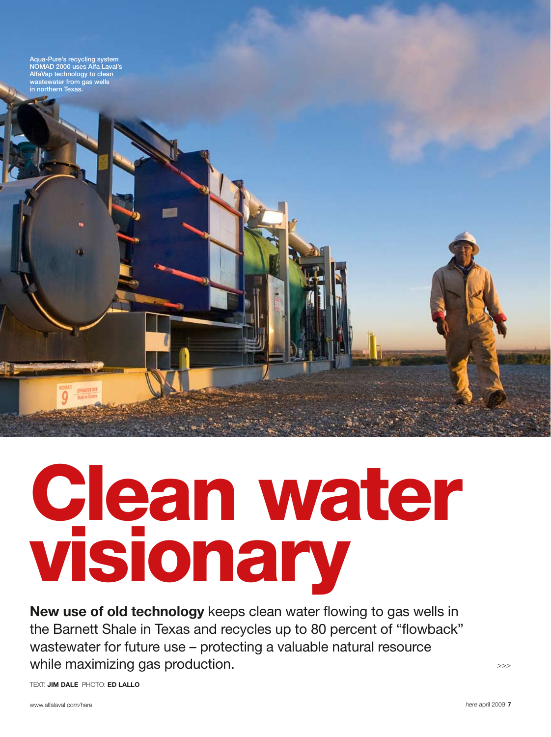Aqua-Pure's recycling system NOMAD 2000 uses Alfa Laval's AlfaVap technology to clean wastewater from gas wells in northern Texas.

# Clean water visionary

**New use of old technology** keeps clean water flowing to gas wells in the Barnett Shale in Texas and recycles up to 80 percent of "flowback" wastewater for future use – protecting a valuable natural resource while maximizing gas production.

>>>

TEXT: **JIM DALE** PHOTO: **ED LALLO**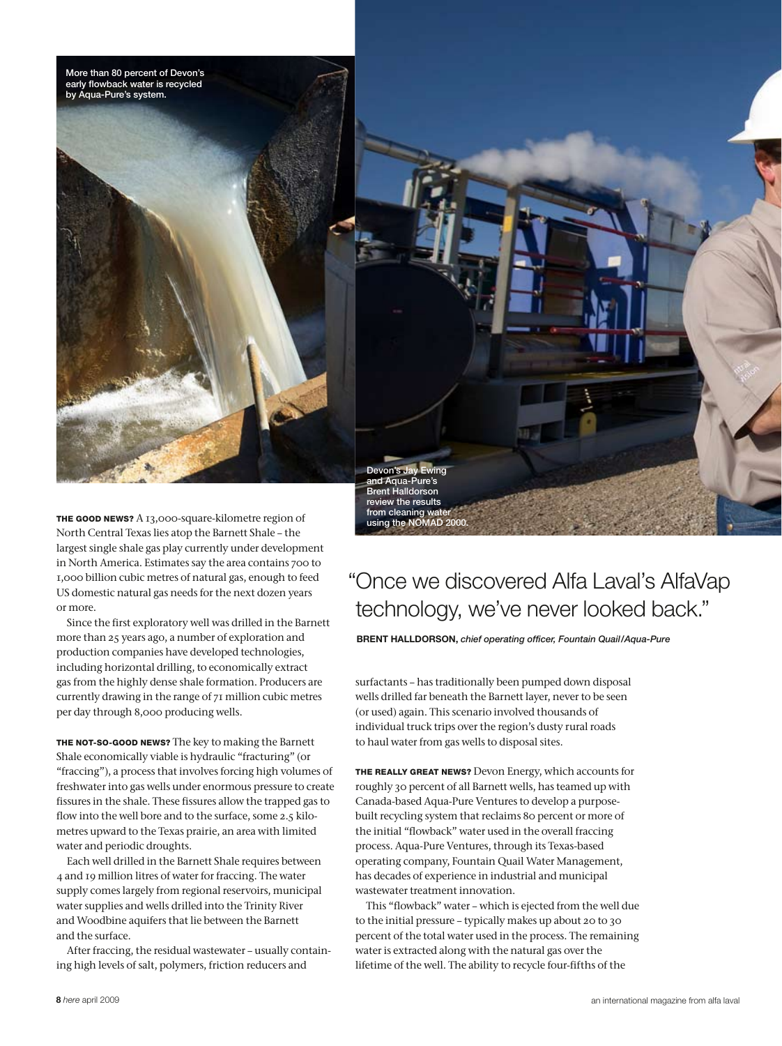More than 80 percent of Devon's early flowback water is recycled by Aqua-Pure's system.

Devon's Jay Ewing and Aqua-Pure's Brent Halldorson review the results from cleaning water using the NOMAD 2000.

**THE GOOD NEWS?** A 13,000-square-kilometre region of North Central Texas lies atop the Barnett Shale – the largest single shale gas play currently under development in North America. Estimates say the area contains 700 to 1,000 billion cubic metres of natural gas, enough to feed US domestic natural gas needs for the next dozen years or more.

Since the first exploratory well was drilled in the Barnett more than 25 years ago, a number of exploration and production companies have developed technologies, including horizontal drilling, to economically extract gas from the highly dense shale formation. Producers are currently drawing in the range of 71 million cubic metres per day through 8,000 producing wells.

**THE NOT-SO-GOOD NEWS?** The key to making the Barnett Shale economically viable is hydraulic "fracturing" (or "fraccing"), a process that involves forcing high volumes of freshwater into gas wells under enormous pressure to create fissures in the shale. These fissures allow the trapped gas to flow into the well bore and to the surface, some 2.5 kilometres upward to the Texas prairie, an area with limited water and periodic droughts.

Each well drilled in the Barnett Shale requires between 4 and 19 million litres of water for fraccing. The water supply comes largely from regional reservoirs, municipal water supplies and wells drilled into the Trinity River and Woodbine aquifers that lie between the Barnett and the surface.

After fraccing, the residual wastewater – usually containing high levels of salt, polymers, friction reducers and surfactants – has traditionally been pumped down disposal wells drilled far beneath the Barnett layer, never to be seen (or used) again. This scenario involved thousands of individual truck trips over the region's dusty rural roads to haul water from gas wells to disposal sites.

> "Once we discovered Alfa Laval's AlfaVap technology, we've never looked back."
>
> **BRENT HALLDORSON,** *chief operating officer, Fountain Quail/Aqua-Pure*

**THE REALLY GREAT NEWS?** Devon Energy, which accounts for roughly 30 percent of all Barnett wells, has teamed up with Canada-based Aqua-Pure Ventures to develop a purpose-built recycling system that reclaims 80 percent or more of the initial "flowback" water used in the overall fraccing process. Aqua-Pure Ventures, through its Texas-based operating company, Fountain Quail Water Management, has decades of experience in industrial and municipal wastewater treatment innovation.

This "flowback" water – which is ejected from the well due to the initial pressure – typically makes up about 20 to 30 percent of the total water used in the process. The remaining water is extracted along with the natural gas over the lifetime of the well. The ability to recycle four-fifths of the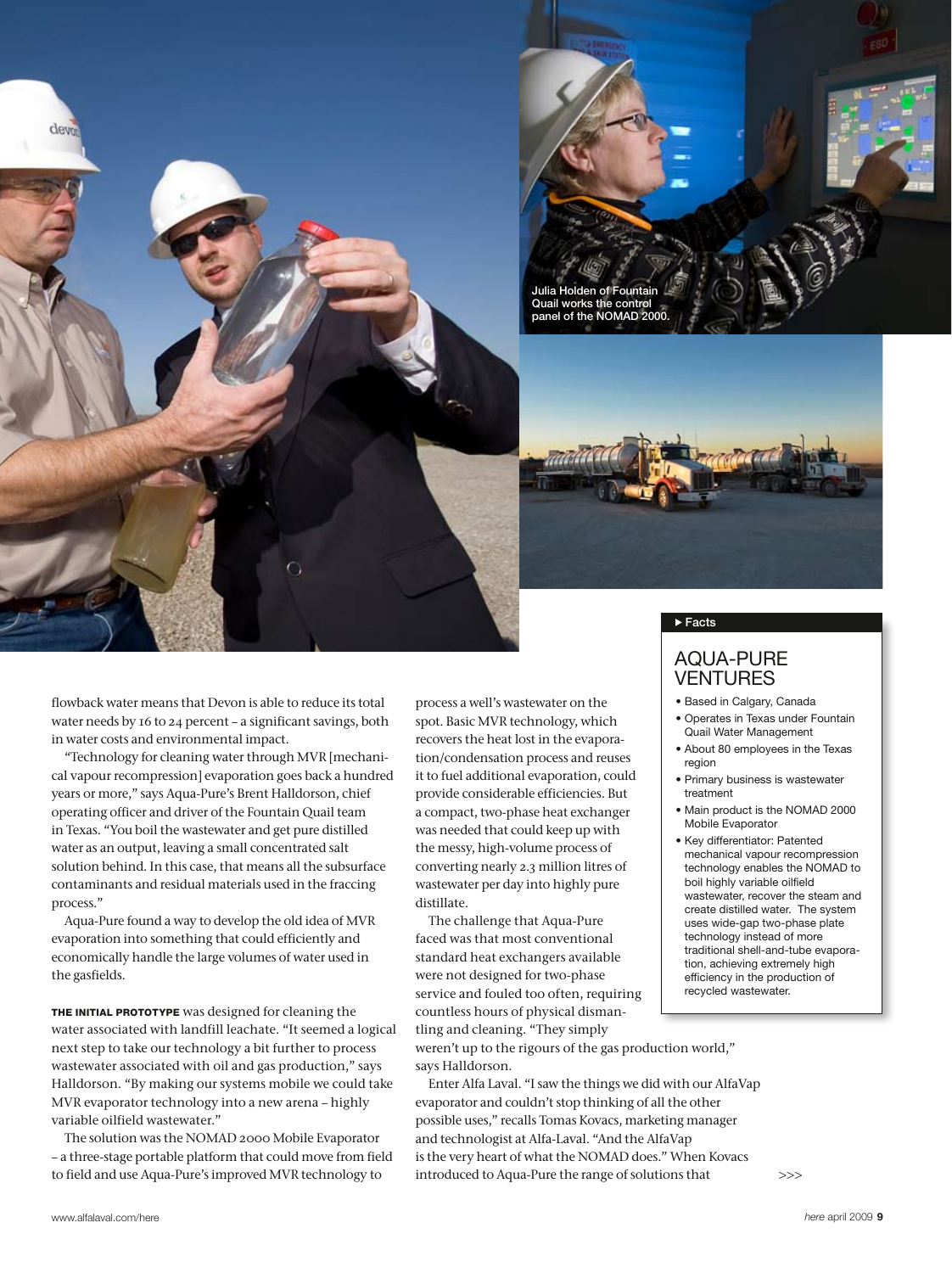Julia Holden of Fountain Quail works the control panel of the NOMAD 2000.

flowback water means that Devon is able to reduce its total water needs by 16 to 24 percent – a significant savings, both in water costs and environmental impact.

"Technology for cleaning water through MVR [mechanical vapour recompression] evaporation goes back a hundred years or more," says Aqua-Pure's Brent Halldorson, chief operating officer and driver of the Fountain Quail team in Texas. "You boil the wastewater and get pure distilled water as an output, leaving a small concentrated salt solution behind. In this case, that means all the subsurface contaminants and residual materials used in the fraccing process."

Aqua-Pure found a way to develop the old idea of MVR evaporation into something that could efficiently and economically handle the large volumes of water used in the gasfields.

**THE INITIAL PROTOTYPE** was designed for cleaning the water associated with landfill leachate. "It seemed a logical next step to take our technology a bit further to process wastewater associated with oil and gas production," says Halldorson. "By making our systems mobile we could take MVR evaporator technology into a new arena – highly variable oilfield wastewater."

The solution was the NOMAD 2000 Mobile Evaporator – a three-stage portable platform that could move from field to field and use Aqua-Pure's improved MVR technology to process a well's wastewater on the spot. Basic MVR technology, which recovers the heat lost in the evaporation/condensation process and reuses it to fuel additional evaporation, could provide considerable efficiencies. But a compact, two-phase heat exchanger was needed that could keep up with the messy, high-volume process of converting nearly 2.3 million litres of wastewater per day into highly pure distillate.

The challenge that Aqua-Pure faced was that most conventional standard heat exchangers available were not designed for two-phase service and fouled too often, requiring countless hours of physical dismantling and cleaning. "They simply weren't up to the rigours of the gas production world," says Halldorson.

Enter Alfa Laval. "I saw the things we did with our AlfaVap evaporator and couldn't stop thinking of all the other possible uses," recalls Tomas Kovacs, marketing manager and technologist at Alfa-Laval. "And the AlfaVap is the very heart of what the NOMAD does." When Kovacs introduced to Aqua-Pure the range of solutions that >>>

▸ Facts

## AQUA-PURE VENTURES

- Based in Calgary, Canada
- Operates in Texas under Fountain Quail Water Management
- About 80 employees in the Texas region
- Primary business is wastewater treatment
- Main product is the NOMAD 2000 Mobile Evaporator
- Key differentiator: Patented mechanical vapour recompression technology enables the NOMAD to boil highly variable oilfield wastewater, recover the steam and create distilled water. The system uses wide-gap two-phase plate technology instead of more traditional shell-and-tube evaporation, achieving extremely high efficiency in the production of recycled wastewater.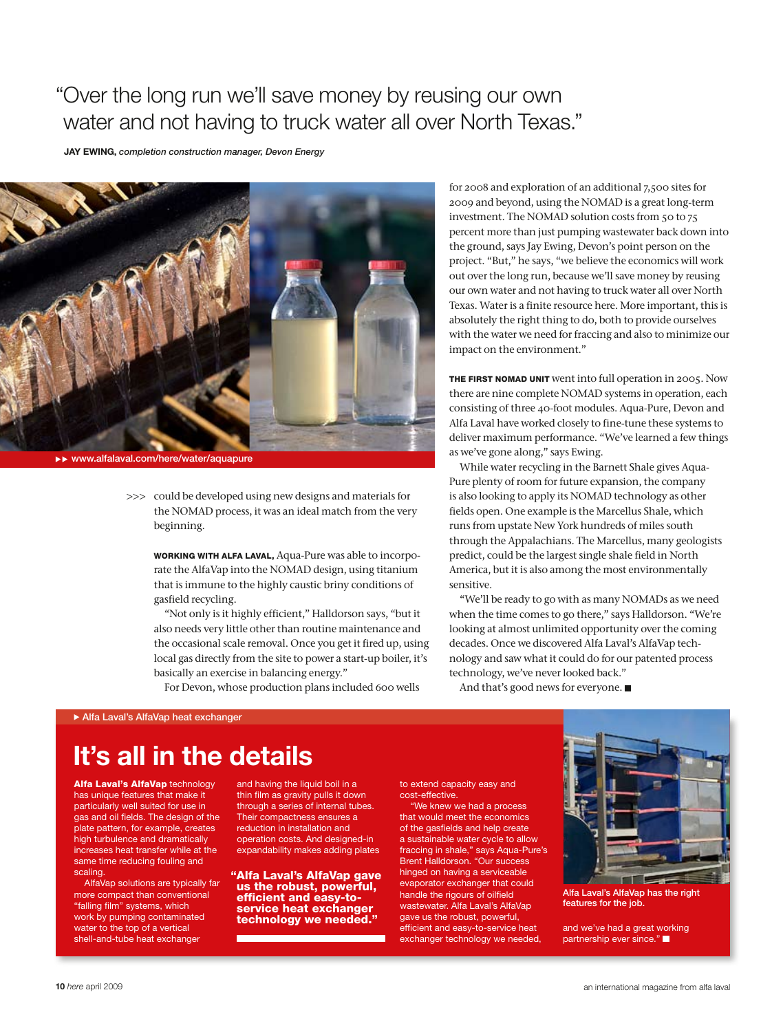"Over the long run we'll save money by reusing our own water and not having to truck water all over North Texas."

**JAY EWING,** *completion construction manager, Devon Energy*

▸▸ www.alfalaval.com/here/water/aquapure

>>> could be developed using new designs and materials for the NOMAD process, it was an ideal match from the very beginning.

**WORKING WITH ALFA LAVAL,** Aqua-Pure was able to incorporate the AlfaVap into the NOMAD design, using titanium that is immune to the highly caustic briny conditions of gasfield recycling.

"Not only is it highly efficient," Halldorson says, "but it also needs very little other than routine maintenance and the occasional scale removal. Once you get it fired up, using local gas directly from the site to power a start-up boiler, it's basically an exercise in balancing energy."

For Devon, whose production plans included 600 wells for 2008 and exploration of an additional 7,500 sites for 2009 and beyond, using the NOMAD is a great long-term investment. The NOMAD solution costs from 50 to 75 percent more than just pumping wastewater back down into the ground, says Jay Ewing, Devon's point person on the project. "But," he says, "we believe the economics will work out over the long run, because we'll save money by reusing our own water and not having to truck water all over North Texas. Water is a finite resource here. More important, this is absolutely the right thing to do, both to provide ourselves with the water we need for fraccing and also to minimize our impact on the environment."

**THE FIRST NOMAD UNIT** went into full operation in 2005. Now there are nine complete NOMAD systems in operation, each consisting of three 40-foot modules. Aqua-Pure, Devon and Alfa Laval have worked closely to fine-tune these systems to deliver maximum performance. "We've learned a few things as we've gone along," says Ewing.

While water recycling in the Barnett Shale gives Aqua-Pure plenty of room for future expansion, the company is also looking to apply its NOMAD technology as other fields open. One example is the Marcellus Shale, which runs from upstate New York hundreds of miles south through the Appalachians. The Marcellus, many geologists predict, could be the largest single shale field in North America, but it is also among the most environmentally sensitive.

"We'll be ready to go with as many NOMADs as we need when the time comes to go there," says Halldorson. "We're looking at almost unlimited opportunity over the coming decades. Once we discovered Alfa Laval's AlfaVap technology and saw what it could do for our patented process technology, we've never looked back."

And that's good news for everyone. ■

▸ Alfa Laval's AlfaVap heat exchanger

# It's all in the details

**Alfa Laval's AlfaVap** technology has unique features that make it particularly well suited for use in gas and oil fields. The design of the plate pattern, for example, creates high turbulence and dramatically increases heat transfer while at the same time reducing fouling and scaling.

AlfaVap solutions are typically far more compact than conventional "falling film" systems, which work by pumping contaminated water to the top of a vertical shell-and-tube heat exchanger and having the liquid boil in a thin film as gravity pulls it down through a series of internal tubes. Their compactness ensures a reduction in installation and operation costs. And designed-in expandability makes adding plates to extend capacity easy and cost-effective.

**"Alfa Laval's AlfaVap gave us the robust, powerful, efficient and easy-to-service heat exchanger technology we needed."**

"We knew we had a process that would meet the economics of the gasfields and help create a sustainable water cycle to allow fraccing in shale," says Aqua-Pure's Brent Halldorson. "Our success hinged on having a serviceable evaporator exchanger that could handle the rigours of oilfield wastewater. Alfa Laval's AlfaVap gave us the robust, powerful, efficient and easy-to-service heat exchanger technology we needed, and we've had a great working partnership ever since." ■

**Alfa Laval's AlfaVap has the right features for the job.**